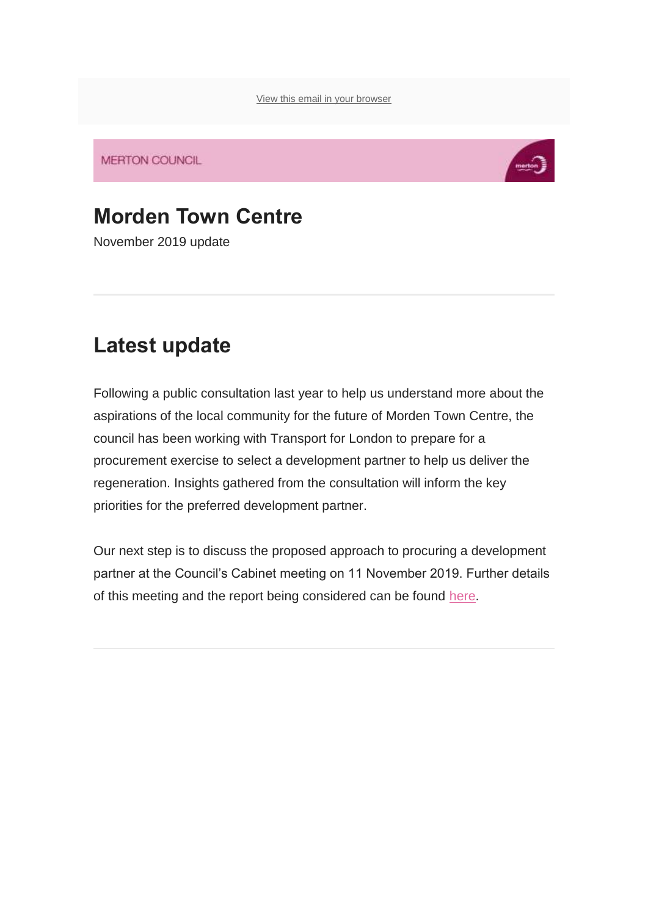View this email in your browser

MERTON COUNCIL

# Morden Town Centre

November 2019 update

---

## Latest update

Following a public consultation last year to help us understand more about the aspirations of the local community for the future of Morden Town Centre, the council has been working with Transport for London to prepare for a procurement exercise to select a development partner to help us deliver the regeneration. Insights gathered from the consultation will inform the key priorities for the preferred development partner.

Our next step is to discuss the proposed approach to procuring a development partner at the Council's Cabinet meeting on 11 November 2019. Further details of this meeting and the report being considered can be found here.

---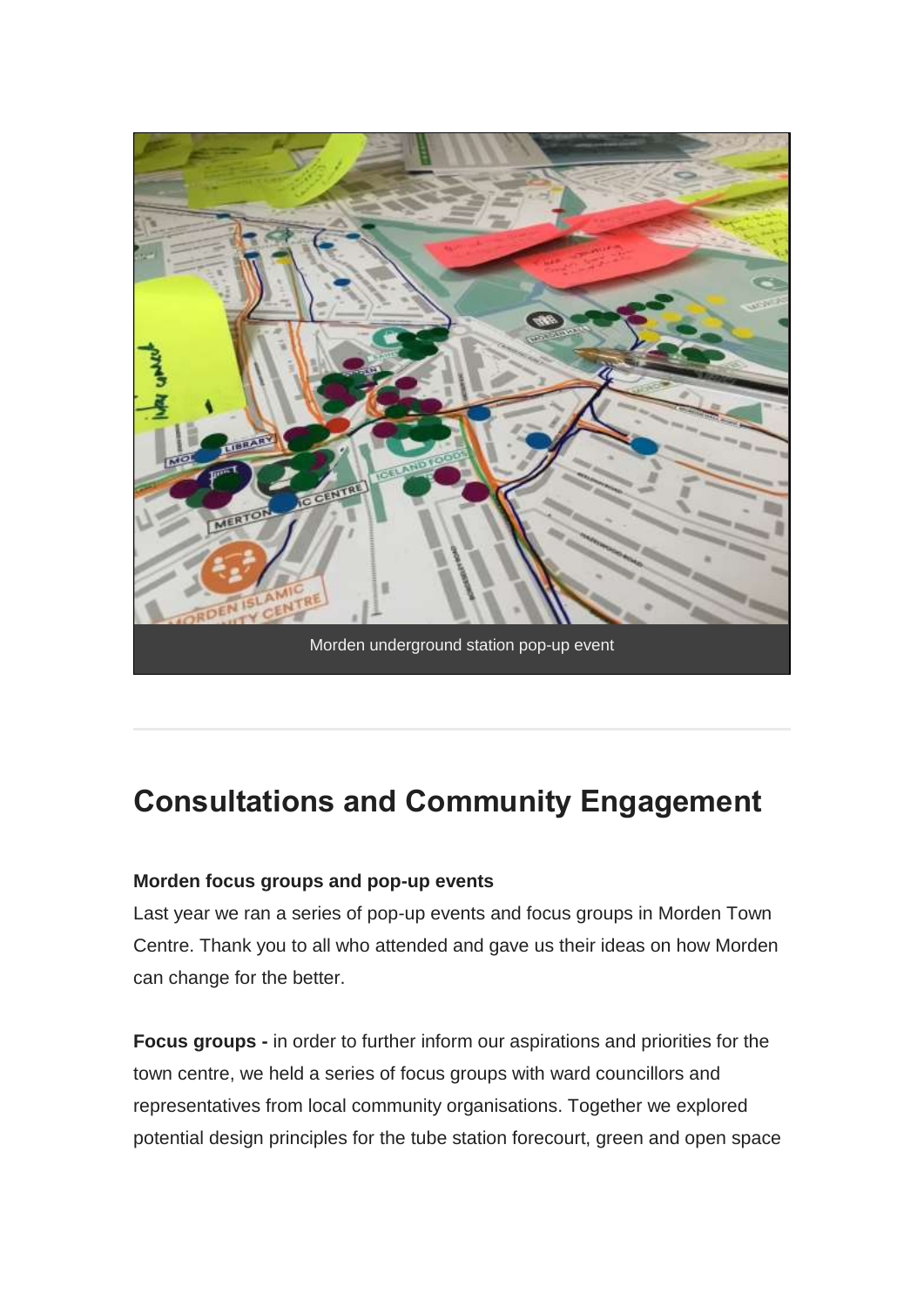Morden underground station pop-up event

## Consultations and Community Engagement

**Morden focus groups and pop-up events**

Last year we ran a series of pop-up events and focus groups in Morden Town Centre. Thank you to all who attended and gave us their ideas on how Morden can change for the better.

**Focus groups -** in order to further inform our aspirations and priorities for the town centre, we held a series of focus groups with ward councillors and representatives from local community organisations. Together we explored potential design principles for the tube station forecourt, green and open space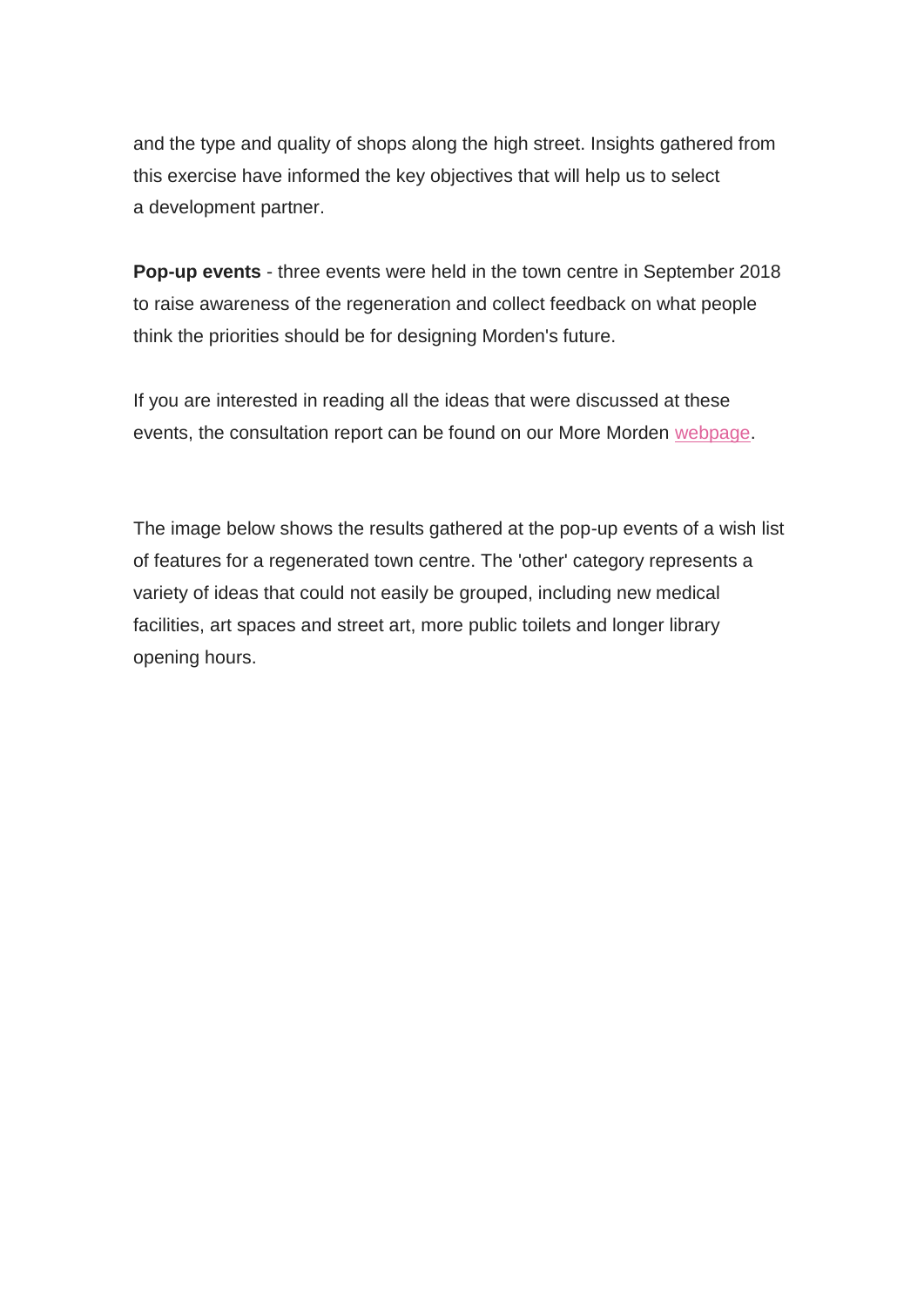and the type and quality of shops along the high street. Insights gathered from this exercise have informed the key objectives that will help us to select a development partner.

**Pop-up events** - three events were held in the town centre in September 2018 to raise awareness of the regeneration and collect feedback on what people think the priorities should be for designing Morden's future.

If you are interested in reading all the ideas that were discussed at these events, the consultation report can be found on our More Morden webpage.

The image below shows the results gathered at the pop-up events of a wish list of features for a regenerated town centre. The 'other' category represents a variety of ideas that could not easily be grouped, including new medical facilities, art spaces and street art, more public toilets and longer library opening hours.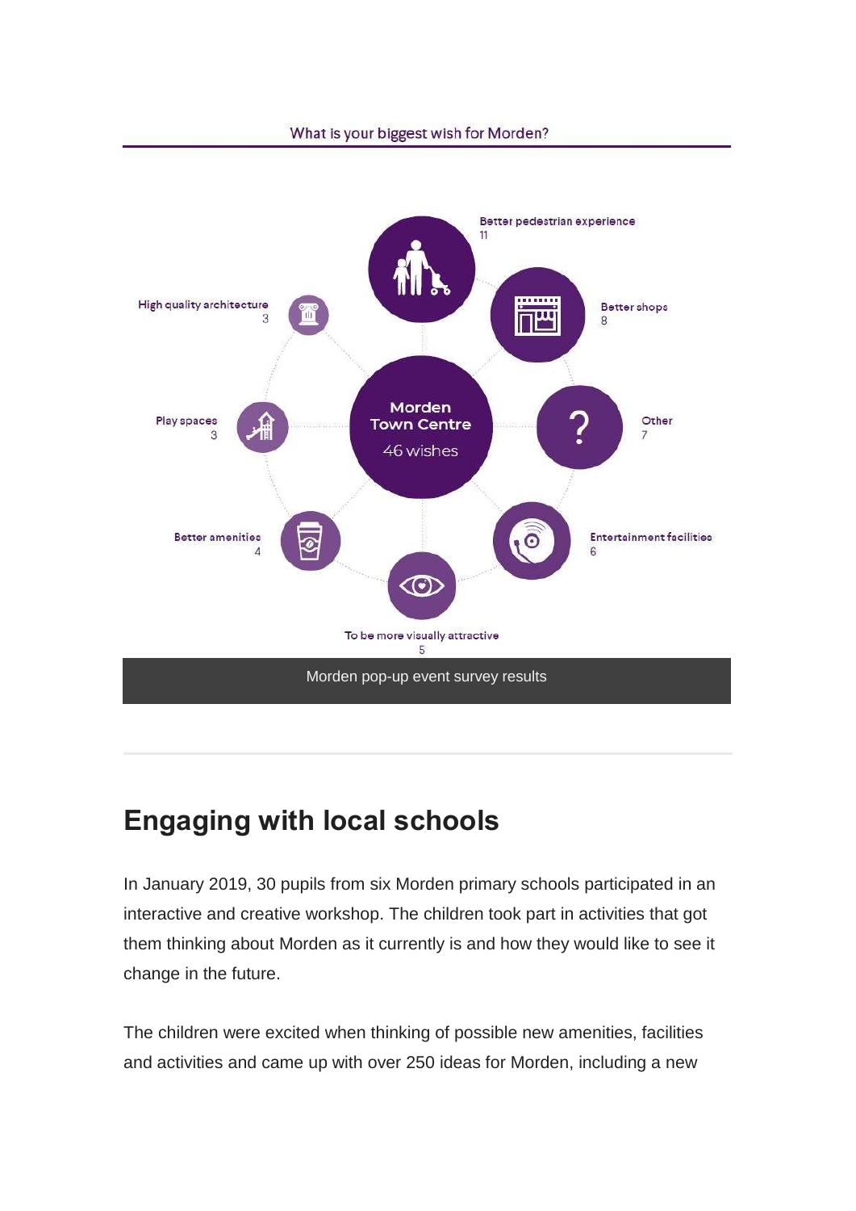What is your biggest wish for Morden?

Morden Town Centre
46 wishes

- Better pedestrian experience 11
- Better shops 8
- Other 7
- Entertainment facilities 6
- To be more visually attractive 5
- Better amenities 4
- Play spaces 3
- High quality architecture 3

Morden pop-up event survey results

## Engaging with local schools

In January 2019, 30 pupils from six Morden primary schools participated in an interactive and creative workshop. The children took part in activities that got them thinking about Morden as it currently is and how they would like to see it change in the future.

The children were excited when thinking of possible new amenities, facilities and activities and came up with over 250 ideas for Morden, including a new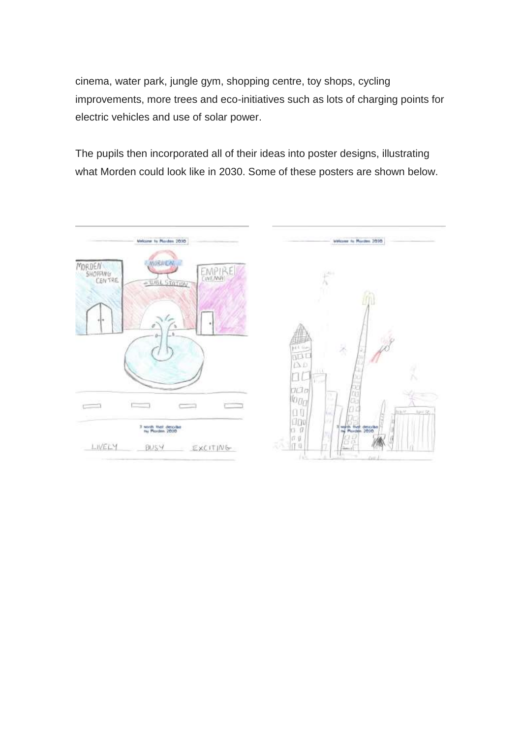cinema, water park, jungle gym, shopping centre, toy shops, cycling improvements, more trees and eco-initiatives such as lots of charging points for electric vehicles and use of solar power.

The pupils then incorporated all of their ideas into poster designs, illustrating what Morden could look like in 2030. Some of these posters are shown below.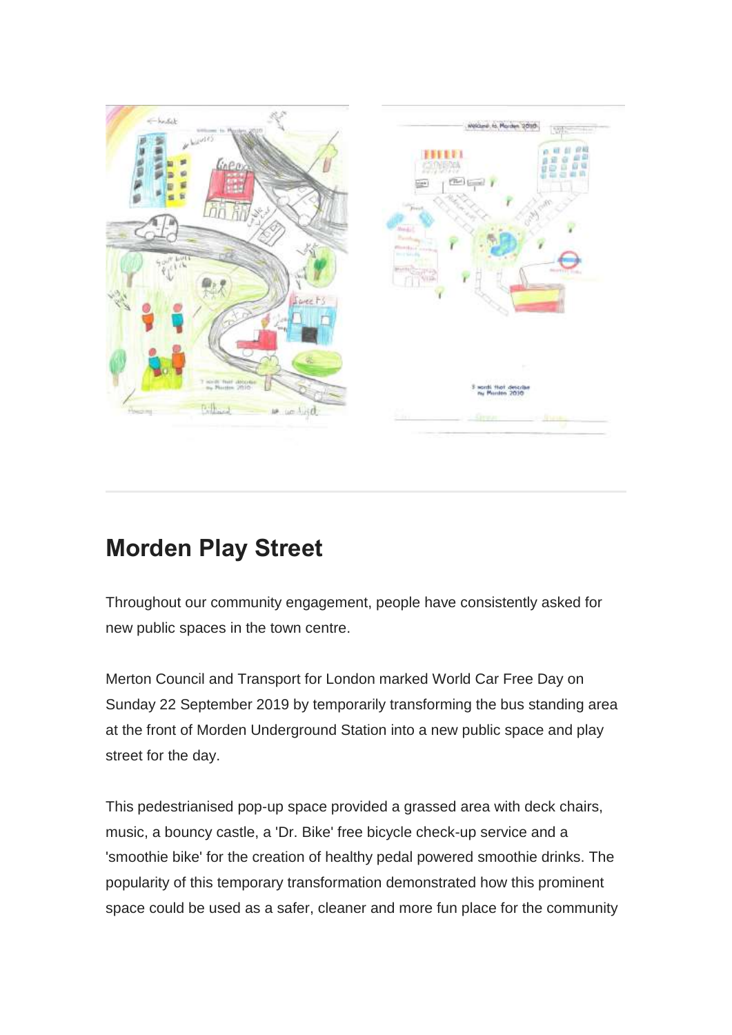## Morden Play Street

Throughout our community engagement, people have consistently asked for new public spaces in the town centre.

Merton Council and Transport for London marked World Car Free Day on Sunday 22 September 2019 by temporarily transforming the bus standing area at the front of Morden Underground Station into a new public space and play street for the day.

This pedestrianised pop-up space provided a grassed area with deck chairs, music, a bouncy castle, a 'Dr. Bike' free bicycle check-up service and a 'smoothie bike' for the creation of healthy pedal powered smoothie drinks. The popularity of this temporary transformation demonstrated how this prominent space could be used as a safer, cleaner and more fun place for the community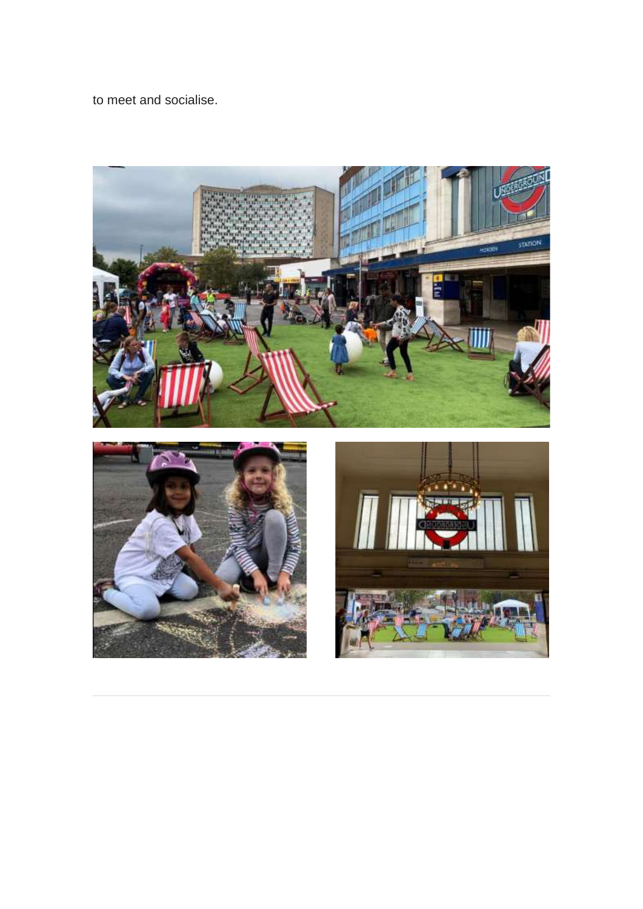to meet and socialise.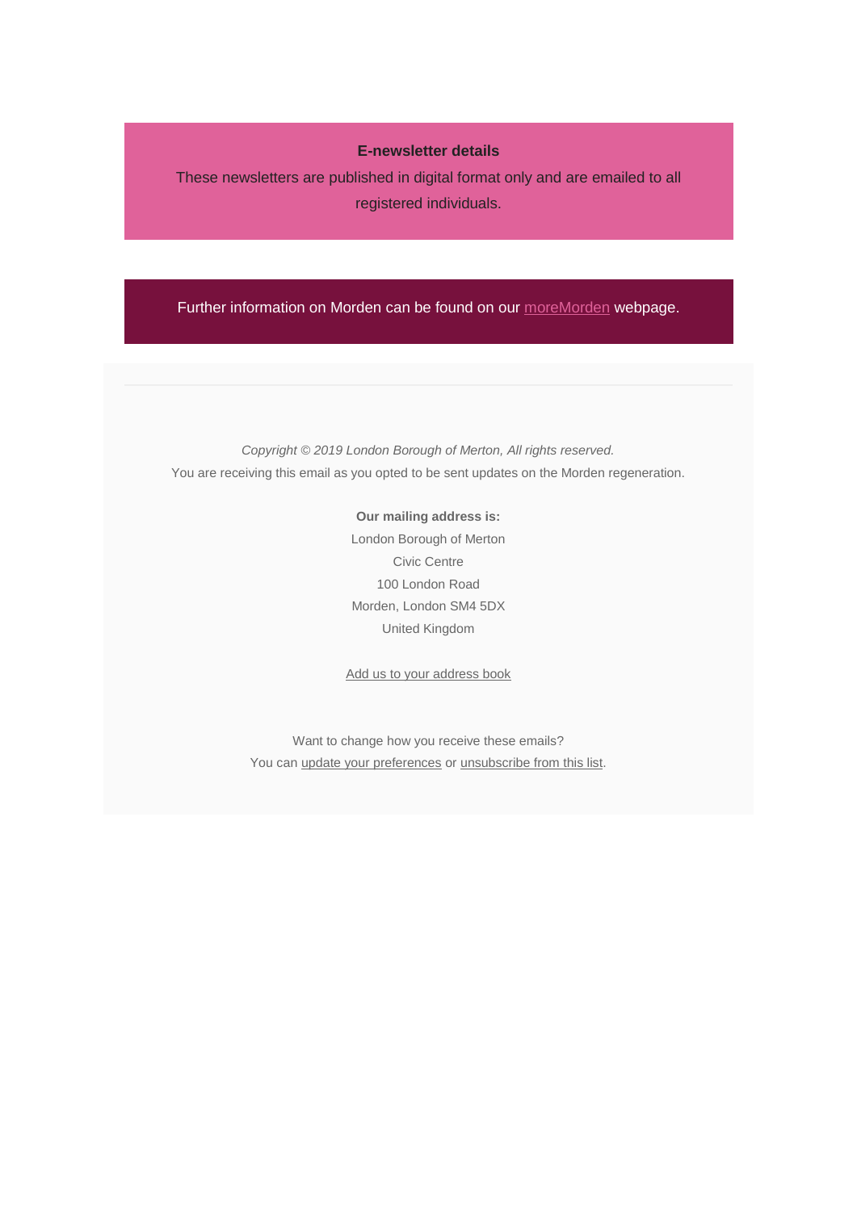**E-newsletter details**

These newsletters are published in digital format only and are emailed to all registered individuals.

Further information on Morden can be found on our moreMorden webpage.

---

*Copyright © 2019 London Borough of Merton, All rights reserved.*

You are receiving this email as you opted to be sent updates on the Morden regeneration.

**Our mailing address is:**

London Borough of Merton
Civic Centre
100 London Road
Morden, London SM4 5DX
United Kingdom

Add us to your address book

Want to change how you receive these emails?
You can update your preferences or unsubscribe from this list.